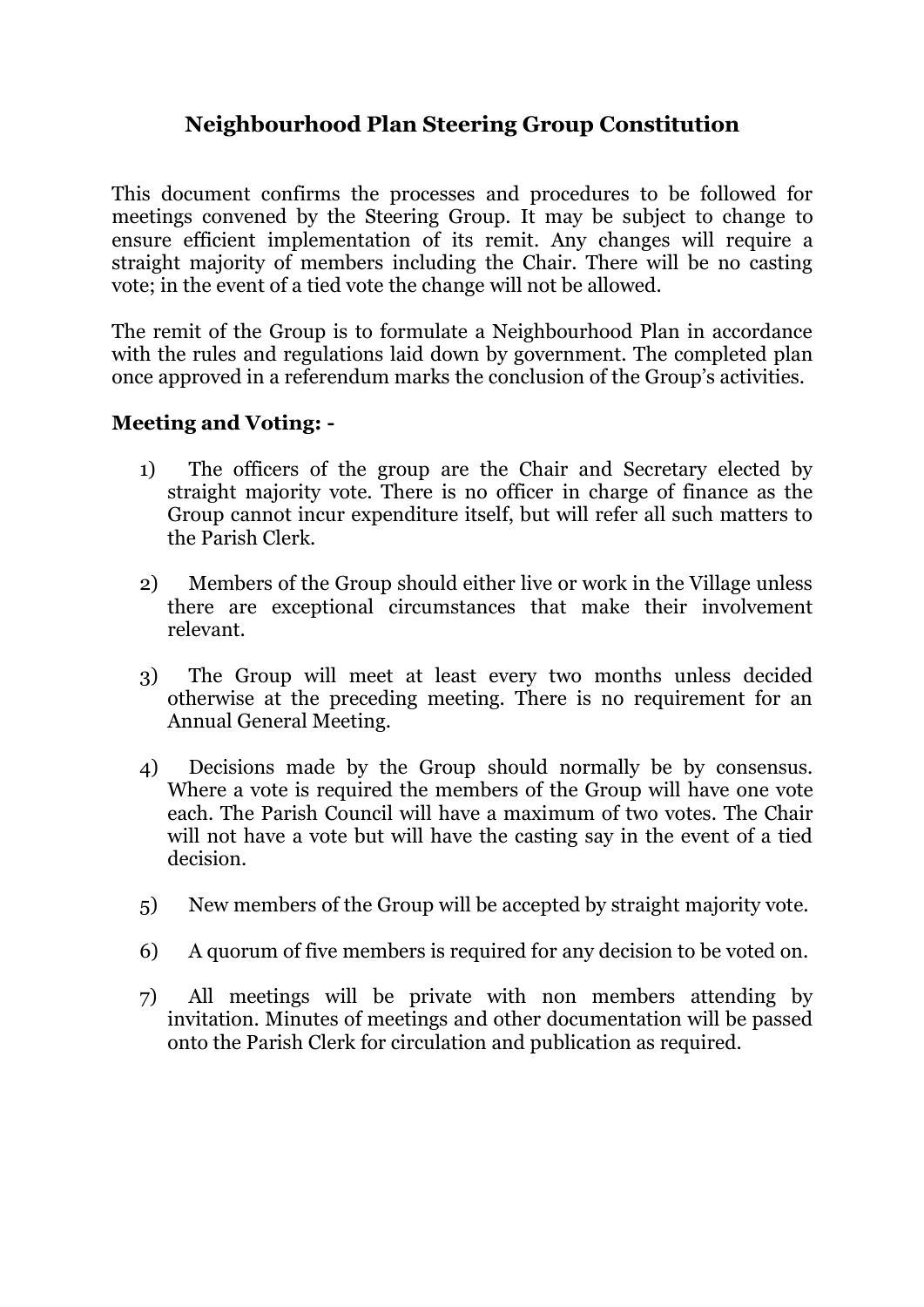# Neighbourhood Plan Steering Group Constitution

This document confirms the processes and procedures to be followed for meetings convened by the Steering Group. It may be subject to change to ensure efficient implementation of its remit. Any changes will require a straight majority of members including the Chair. There will be no casting vote; in the event of a tied vote the change will not be allowed.

The remit of the Group is to formulate a Neighbourhood Plan in accordance with the rules and regulations laid down by government. The completed plan once approved in a referendum marks the conclusion of the Group's activities.

**Meeting and Voting: -**

1) The officers of the group are the Chair and Secretary elected by straight majority vote. There is no officer in charge of finance as the Group cannot incur expenditure itself, but will refer all such matters to the Parish Clerk.

2) Members of the Group should either live or work in the Village unless there are exceptional circumstances that make their involvement relevant.

3) The Group will meet at least every two months unless decided otherwise at the preceding meeting. There is no requirement for an Annual General Meeting.

4) Decisions made by the Group should normally be by consensus. Where a vote is required the members of the Group will have one vote each. The Parish Council will have a maximum of two votes. The Chair will not have a vote but will have the casting say in the event of a tied decision.

5) New members of the Group will be accepted by straight majority vote.

6) A quorum of five members is required for any decision to be voted on.

7) All meetings will be private with non members attending by invitation. Minutes of meetings and other documentation will be passed onto the Parish Clerk for circulation and publication as required.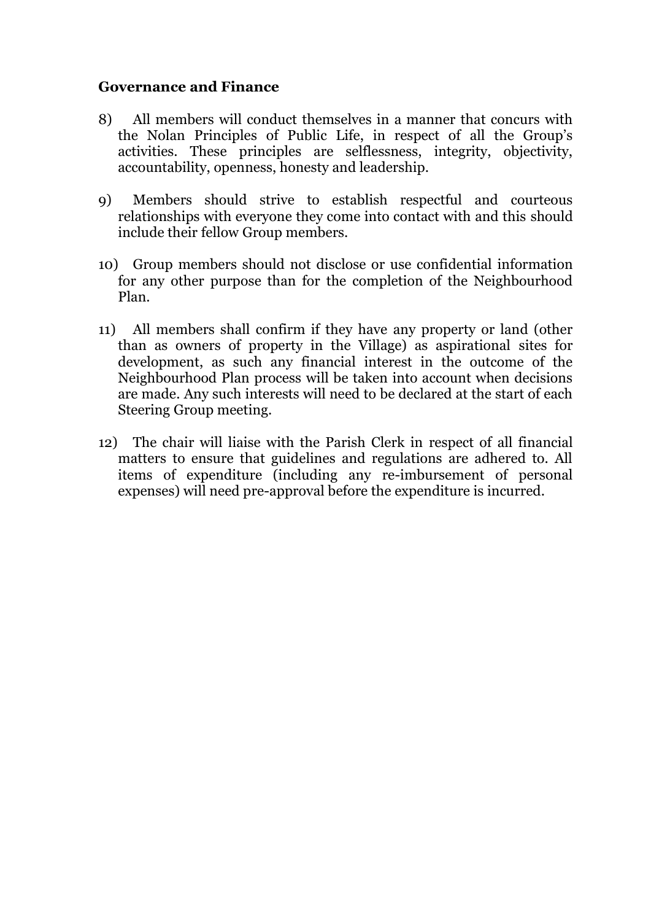## Governance and Finance

8) All members will conduct themselves in a manner that concurs with the Nolan Principles of Public Life, in respect of all the Group's activities. These principles are selflessness, integrity, objectivity, accountability, openness, honesty and leadership.

9) Members should strive to establish respectful and courteous relationships with everyone they come into contact with and this should include their fellow Group members.

10) Group members should not disclose or use confidential information for any other purpose than for the completion of the Neighbourhood Plan.

11) All members shall confirm if they have any property or land (other than as owners of property in the Village) as aspirational sites for development, as such any financial interest in the outcome of the Neighbourhood Plan process will be taken into account when decisions are made. Any such interests will need to be declared at the start of each Steering Group meeting.

12) The chair will liaise with the Parish Clerk in respect of all financial matters to ensure that guidelines and regulations are adhered to. All items of expenditure (including any re-imbursement of personal expenses) will need pre-approval before the expenditure is incurred.